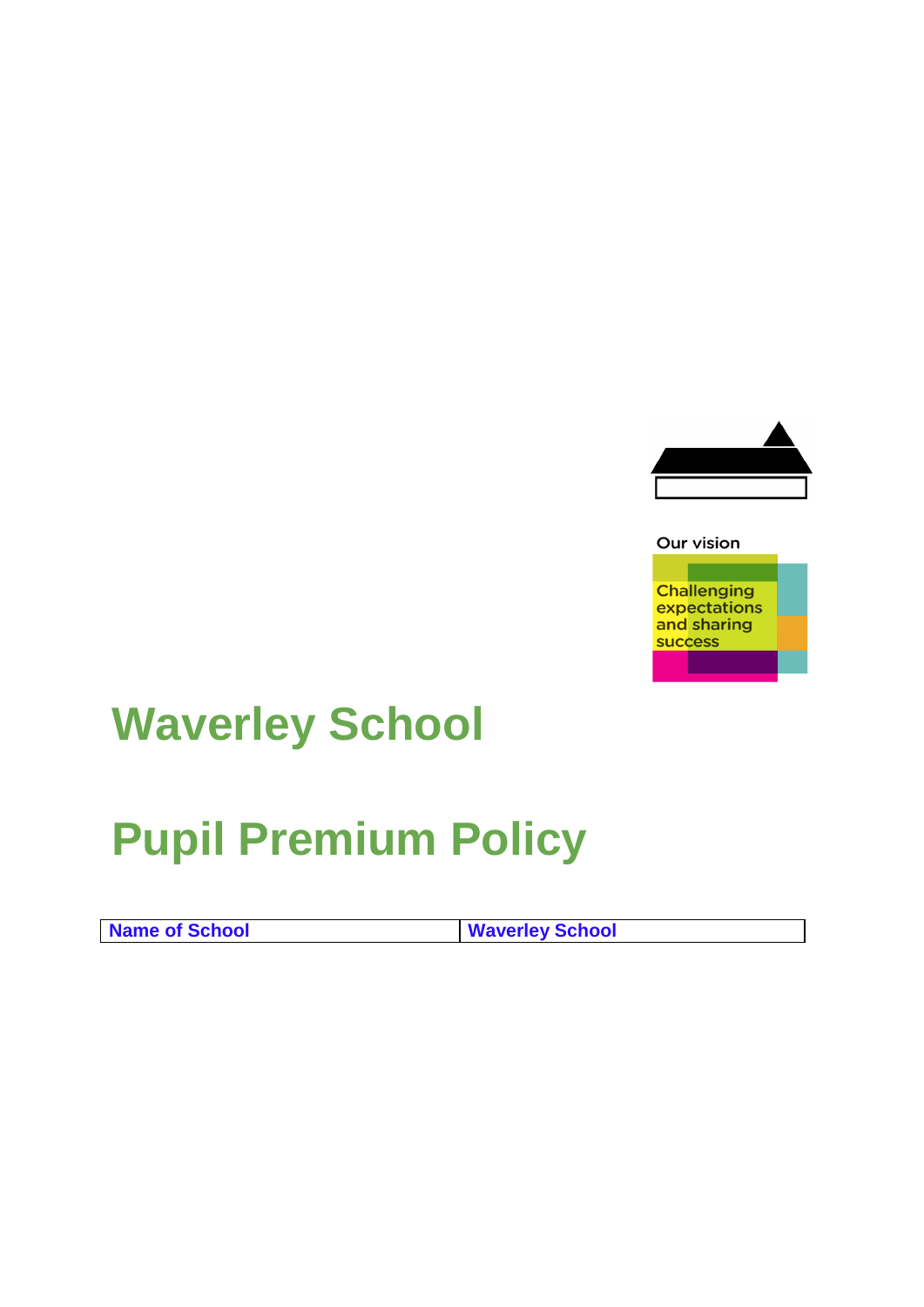Our vision

Challenging expectations and sharing success

# Waverley School

# Pupil Premium Policy

| Name of School | Waverley School |
|---|---|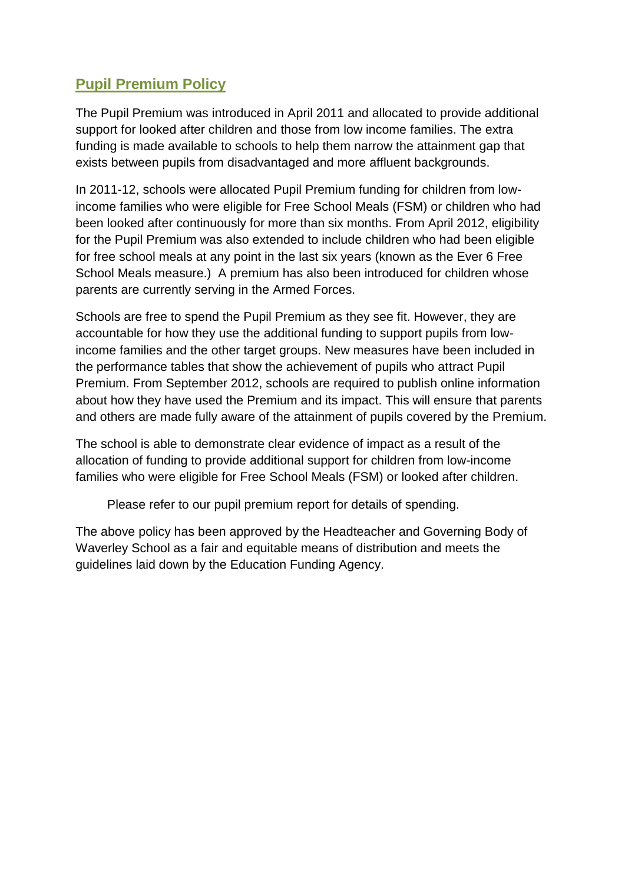## Pupil Premium Policy

The Pupil Premium was introduced in April 2011 and allocated to provide additional support for looked after children and those from low income families. The extra funding is made available to schools to help them narrow the attainment gap that exists between pupils from disadvantaged and more affluent backgrounds.

In 2011-12, schools were allocated Pupil Premium funding for children from low-income families who were eligible for Free School Meals (FSM) or children who had been looked after continuously for more than six months. From April 2012, eligibility for the Pupil Premium was also extended to include children who had been eligible for free school meals at any point in the last six years (known as the Ever 6 Free School Meals measure.) A premium has also been introduced for children whose parents are currently serving in the Armed Forces.

Schools are free to spend the Pupil Premium as they see fit. However, they are accountable for how they use the additional funding to support pupils from low-income families and the other target groups. New measures have been included in the performance tables that show the achievement of pupils who attract Pupil Premium. From September 2012, schools are required to publish online information about how they have used the Premium and its impact. This will ensure that parents and others are made fully aware of the attainment of pupils covered by the Premium.

The school is able to demonstrate clear evidence of impact as a result of the allocation of funding to provide additional support for children from low-income families who were eligible for Free School Meals (FSM) or looked after children.

Please refer to our pupil premium report for details of spending.

The above policy has been approved by the Headteacher and Governing Body of Waverley School as a fair and equitable means of distribution and meets the guidelines laid down by the Education Funding Agency.